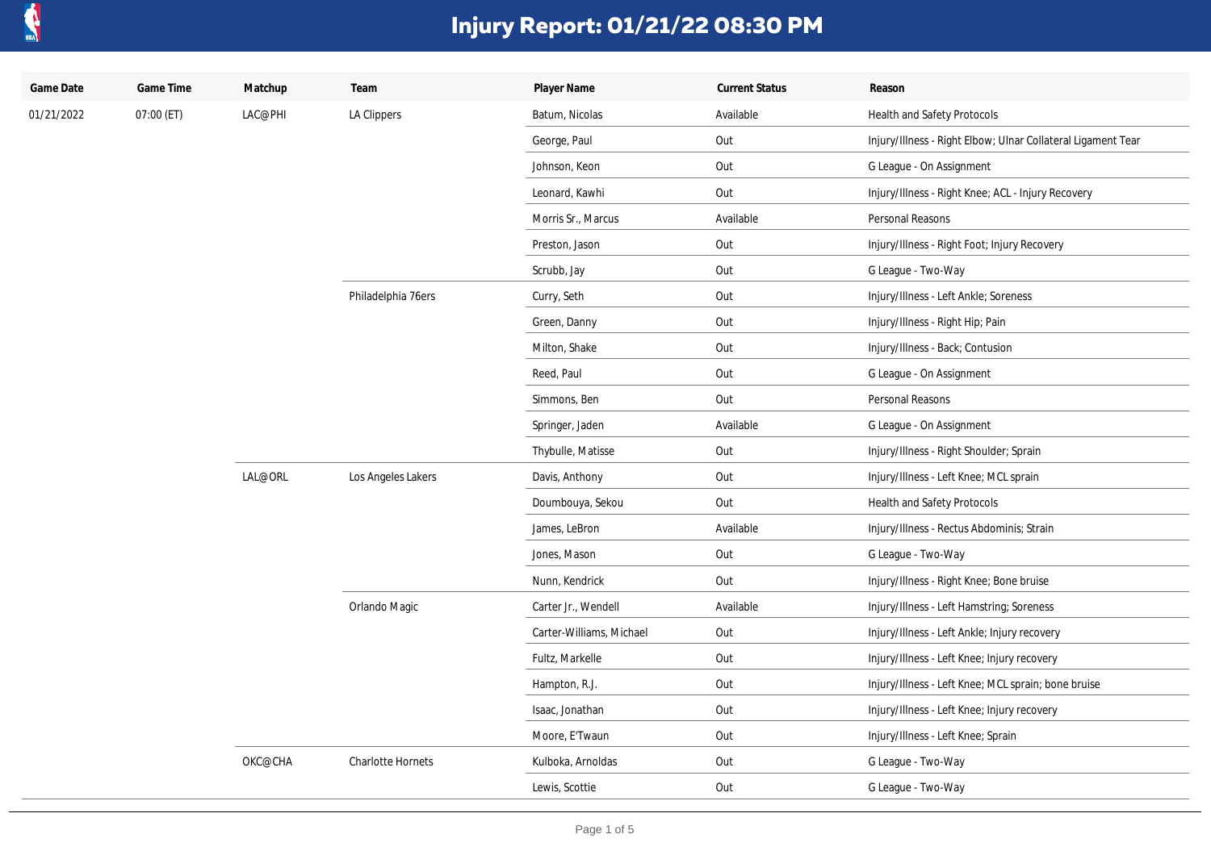# Injury Report: 01/21/22 08:30 PM

| Game Date | Game Time | Matchup | Team | Player Name | Current Status | Reason |
|---|---|---|---|---|---|---|
| 01/21/2022 | 07:00 (ET) | LAC@PHI | LA Clippers | Batum, Nicolas | Available | Health and Safety Protocols |
| | | | | George, Paul | Out | Injury/Illness - Right Elbow; Ulnar Collateral Ligament Tear |
| | | | | Johnson, Keon | Out | G League - On Assignment |
| | | | | Leonard, Kawhi | Out | Injury/Illness - Right Knee; ACL - Injury Recovery |
| | | | | Morris Sr., Marcus | Available | Personal Reasons |
| | | | | Preston, Jason | Out | Injury/Illness - Right Foot; Injury Recovery |
| | | | | Scrubb, Jay | Out | G League - Two-Way |
| | | | Philadelphia 76ers | Curry, Seth | Out | Injury/Illness - Left Ankle; Soreness |
| | | | | Green, Danny | Out | Injury/Illness - Right Hip; Pain |
| | | | | Milton, Shake | Out | Injury/Illness - Back; Contusion |
| | | | | Reed, Paul | Out | G League - On Assignment |
| | | | | Simmons, Ben | Out | Personal Reasons |
| | | | | Springer, Jaden | Available | G League - On Assignment |
| | | | | Thybulle, Matisse | Out | Injury/Illness - Right Shoulder; Sprain |
| | | LAL@ORL | Los Angeles Lakers | Davis, Anthony | Out | Injury/Illness - Left Knee; MCL sprain |
| | | | | Doumbouya, Sekou | Out | Health and Safety Protocols |
| | | | | James, LeBron | Available | Injury/Illness - Rectus Abdominis; Strain |
| | | | | Jones, Mason | Out | G League - Two-Way |
| | | | | Nunn, Kendrick | Out | Injury/Illness - Right Knee; Bone bruise |
| | | | Orlando Magic | Carter Jr., Wendell | Available | Injury/Illness - Left Hamstring; Soreness |
| | | | | Carter-Williams, Michael | Out | Injury/Illness - Left Ankle; Injury recovery |
| | | | | Fultz, Markelle | Out | Injury/Illness - Left Knee; Injury recovery |
| | | | | Hampton, R.J. | Out | Injury/Illness - Left Knee; MCL sprain; bone bruise |
| | | | | Isaac, Jonathan | Out | Injury/Illness - Left Knee; Injury recovery |
| | | | | Moore, E'Twaun | Out | Injury/Illness - Left Knee; Sprain |
| | | OKC@CHA | Charlotte Hornets | Kulboka, Arnoldas | Out | G League - Two-Way |
| | | | | Lewis, Scottie | Out | G League - Two-Way |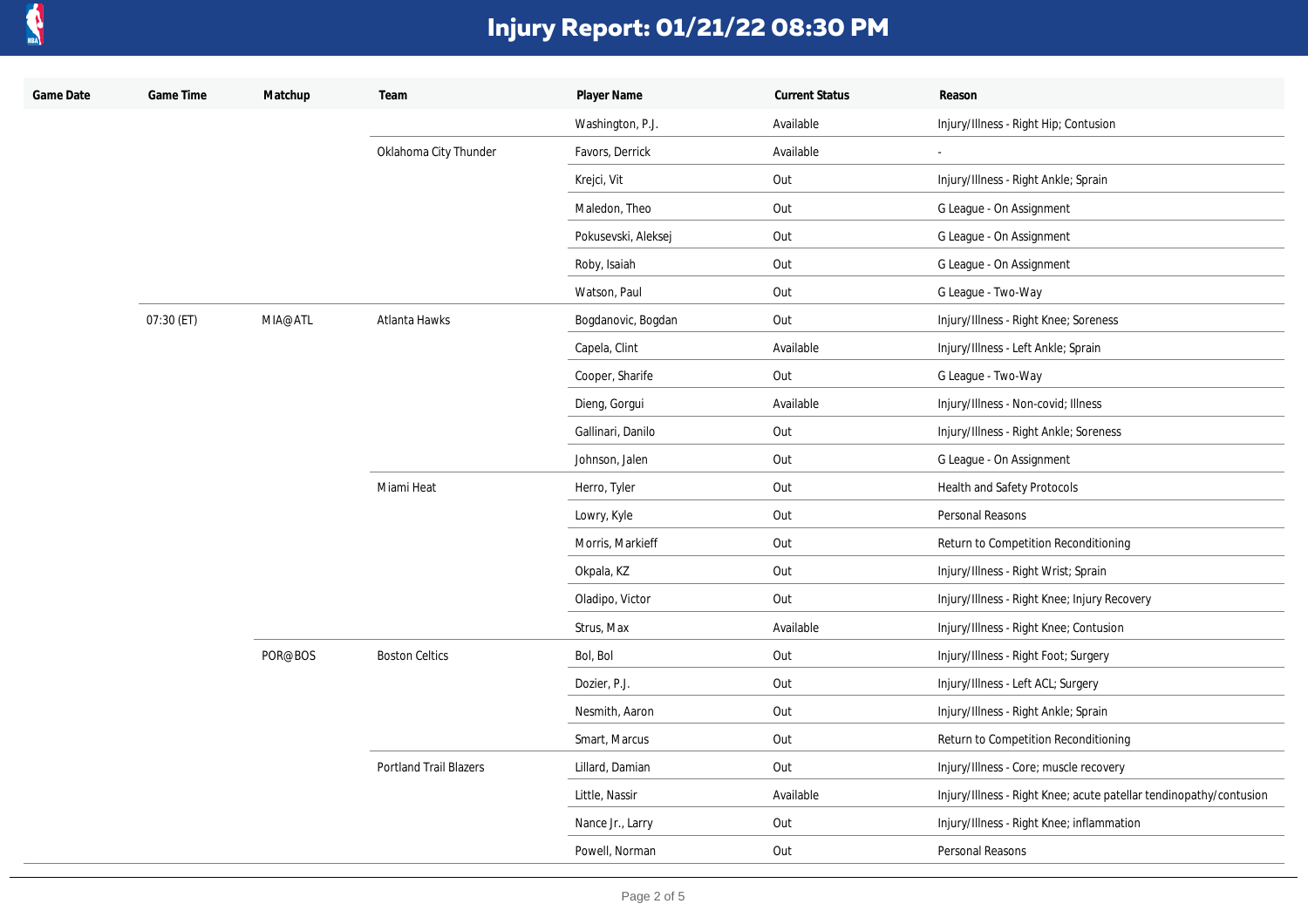# Injury Report: 01/21/22 08:30 PM

| Game Date | Game Time | Matchup | Team | Player Name | Current Status | Reason |
|---|---|---|---|---|---|---|
| | | | | Washington, P.J. | Available | Injury/Illness - Right Hip; Contusion |
| | | | Oklahoma City Thunder | Favors, Derrick | Available | - |
| | | | | Krejci, Vit | Out | Injury/Illness - Right Ankle; Sprain |
| | | | | Maledon, Theo | Out | G League - On Assignment |
| | | | | Pokusevski, Aleksej | Out | G League - On Assignment |
| | | | | Roby, Isaiah | Out | G League - On Assignment |
| | | | | Watson, Paul | Out | G League - Two-Way |
| | 07:30 (ET) | MIA@ATL | Atlanta Hawks | Bogdanovic, Bogdan | Out | Injury/Illness - Right Knee; Soreness |
| | | | | Capela, Clint | Available | Injury/Illness - Left Ankle; Sprain |
| | | | | Cooper, Sharife | Out | G League - Two-Way |
| | | | | Dieng, Gorgui | Available | Injury/Illness - Non-covid; Illness |
| | | | | Gallinari, Danilo | Out | Injury/Illness - Right Ankle; Soreness |
| | | | | Johnson, Jalen | Out | G League - On Assignment |
| | | | Miami Heat | Herro, Tyler | Out | Health and Safety Protocols |
| | | | | Lowry, Kyle | Out | Personal Reasons |
| | | | | Morris, Markieff | Out | Return to Competition Reconditioning |
| | | | | Okpala, KZ | Out | Injury/Illness - Right Wrist; Sprain |
| | | | | Oladipo, Victor | Out | Injury/Illness - Right Knee; Injury Recovery |
| | | | | Strus, Max | Available | Injury/Illness - Right Knee; Contusion |
| | | POR@BOS | Boston Celtics | Bol, Bol | Out | Injury/Illness - Right Foot; Surgery |
| | | | | Dozier, P.J. | Out | Injury/Illness - Left ACL; Surgery |
| | | | | Nesmith, Aaron | Out | Injury/Illness - Right Ankle; Sprain |
| | | | | Smart, Marcus | Out | Return to Competition Reconditioning |
| | | | Portland Trail Blazers | Lillard, Damian | Out | Injury/Illness - Core; muscle recovery |
| | | | | Little, Nassir | Available | Injury/Illness - Right Knee; acute patellar tendinopathy/contusion |
| | | | | Nance Jr., Larry | Out | Injury/Illness - Right Knee; inflammation |
| | | | | Powell, Norman | Out | Personal Reasons |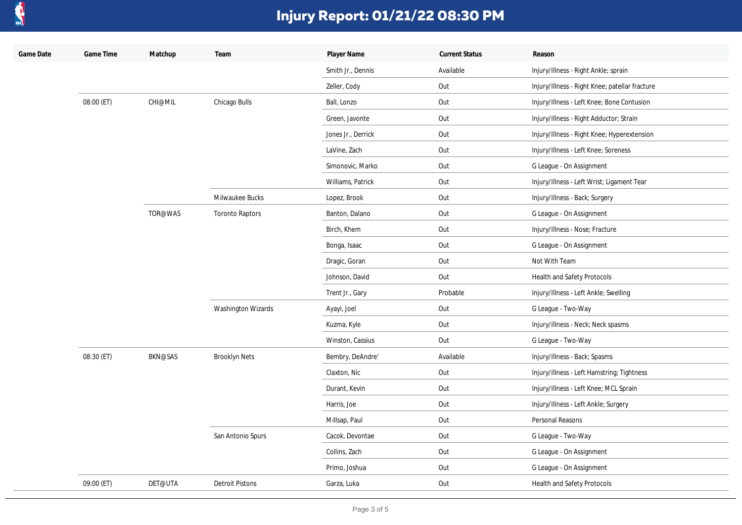# Injury Report: 01/21/22 08:30 PM

| Game Date | Game Time | Matchup | Team | Player Name | Current Status | Reason |
|---|---|---|---|---|---|---|
| | | | | Smith Jr., Dennis | Available | Injury/Illness - Right Ankle; sprain |
| | | | | Zeller, Cody | Out | Injury/Illness - Right Knee; patellar fracture |
| | 08:00 (ET) | CHI@MIL | Chicago Bulls | Ball, Lonzo | Out | Injury/Illness - Left Knee; Bone Contusion |
| | | | | Green, Javonte | Out | Injury/Illness - Right Adductor; Strain |
| | | | | Jones Jr., Derrick | Out | Injury/Illness - Right Knee; Hyperextension |
| | | | | LaVine, Zach | Out | Injury/Illness - Left Knee; Soreness |
| | | | | Simonovic, Marko | Out | G League - On Assignment |
| | | | | Williams, Patrick | Out | Injury/Illness - Left Wrist; Ligament Tear |
| | | | Milwaukee Bucks | Lopez, Brook | Out | Injury/Illness - Back; Surgery |
| | | TOR@WAS | Toronto Raptors | Banton, Dalano | Out | G League - On Assignment |
| | | | | Birch, Khem | Out | Injury/Illness - Nose; Fracture |
| | | | | Bonga, Isaac | Out | G League - On Assignment |
| | | | | Dragic, Goran | Out | Not With Team |
| | | | | Johnson, David | Out | Health and Safety Protocols |
| | | | | Trent Jr., Gary | Probable | Injury/Illness - Left Ankle; Swelling |
| | | | Washington Wizards | Ayayi, Joel | Out | G League - Two-Way |
| | | | | Kuzma, Kyle | Out | Injury/Illness - Neck; Neck spasms |
| | | | | Winston, Cassius | Out | G League - Two-Way |
| | 08:30 (ET) | BKN@SAS | Brooklyn Nets | Bembry, DeAndre' | Available | Injury/Illness - Back; Spasms |
| | | | | Claxton, Nic | Out | Injury/Illness - Left Hamstring; Tightness |
| | | | | Durant, Kevin | Out | Injury/Illness - Left Knee; MCL Sprain |
| | | | | Harris, Joe | Out | Injury/Illness - Left Ankle; Surgery |
| | | | | Millsap, Paul | Out | Personal Reasons |
| | | | San Antonio Spurs | Cacok, Devontae | Out | G League - Two-Way |
| | | | | Collins, Zach | Out | G League - On Assignment |
| | | | | Primo, Joshua | Out | G League - On Assignment |
| | 09:00 (ET) | DET@UTA | Detroit Pistons | Garza, Luka | Out | Health and Safety Protocols |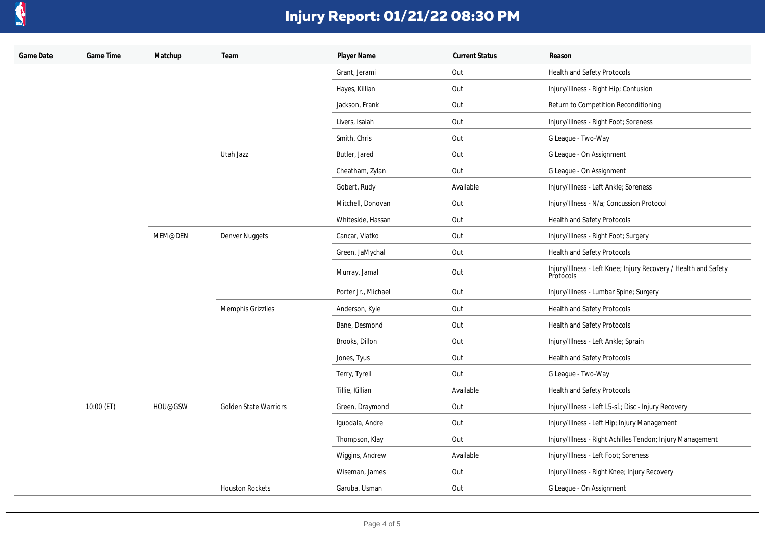# Injury Report: 01/21/22 08:30 PM

| Game Date | Game Time | Matchup | Team | Player Name | Current Status | Reason |
|---|---|---|---|---|---|---|
| | | | | Grant, Jerami | Out | Health and Safety Protocols |
| | | | | Hayes, Killian | Out | Injury/Illness - Right Hip; Contusion |
| | | | | Jackson, Frank | Out | Return to Competition Reconditioning |
| | | | | Livers, Isaiah | Out | Injury/Illness - Right Foot; Soreness |
| | | | | Smith, Chris | Out | G League - Two-Way |
| | | | Utah Jazz | Butler, Jared | Out | G League - On Assignment |
| | | | | Cheatham, Zylan | Out | G League - On Assignment |
| | | | | Gobert, Rudy | Available | Injury/Illness - Left Ankle; Soreness |
| | | | | Mitchell, Donovan | Out | Injury/Illness - N/a; Concussion Protocol |
| | | | | Whiteside, Hassan | Out | Health and Safety Protocols |
| | | MEM@DEN | Denver Nuggets | Cancar, Vlatko | Out | Injury/Illness - Right Foot; Surgery |
| | | | | Green, JaMychal | Out | Health and Safety Protocols |
| | | | | Murray, Jamal | Out | Injury/Illness - Left Knee; Injury Recovery / Health and Safety Protocols |
| | | | | Porter Jr., Michael | Out | Injury/Illness - Lumbar Spine; Surgery |
| | | | Memphis Grizzlies | Anderson, Kyle | Out | Health and Safety Protocols |
| | | | | Bane, Desmond | Out | Health and Safety Protocols |
| | | | | Brooks, Dillon | Out | Injury/Illness - Left Ankle; Sprain |
| | | | | Jones, Tyus | Out | Health and Safety Protocols |
| | | | | Terry, Tyrell | Out | G League - Two-Way |
| | | | | Tillie, Killian | Available | Health and Safety Protocols |
| | 10:00 (ET) | HOU@GSW | Golden State Warriors | Green, Draymond | Out | Injury/Illness - Left L5-s1; Disc - Injury Recovery |
| | | | | Iguodala, Andre | Out | Injury/Illness - Left Hip; Injury Management |
| | | | | Thompson, Klay | Out | Injury/Illness - Right Achilles Tendon; Injury Management |
| | | | | Wiggins, Andrew | Available | Injury/Illness - Left Foot; Soreness |
| | | | | Wiseman, James | Out | Injury/Illness - Right Knee; Injury Recovery |
| | | | Houston Rockets | Garuba, Usman | Out | G League - On Assignment |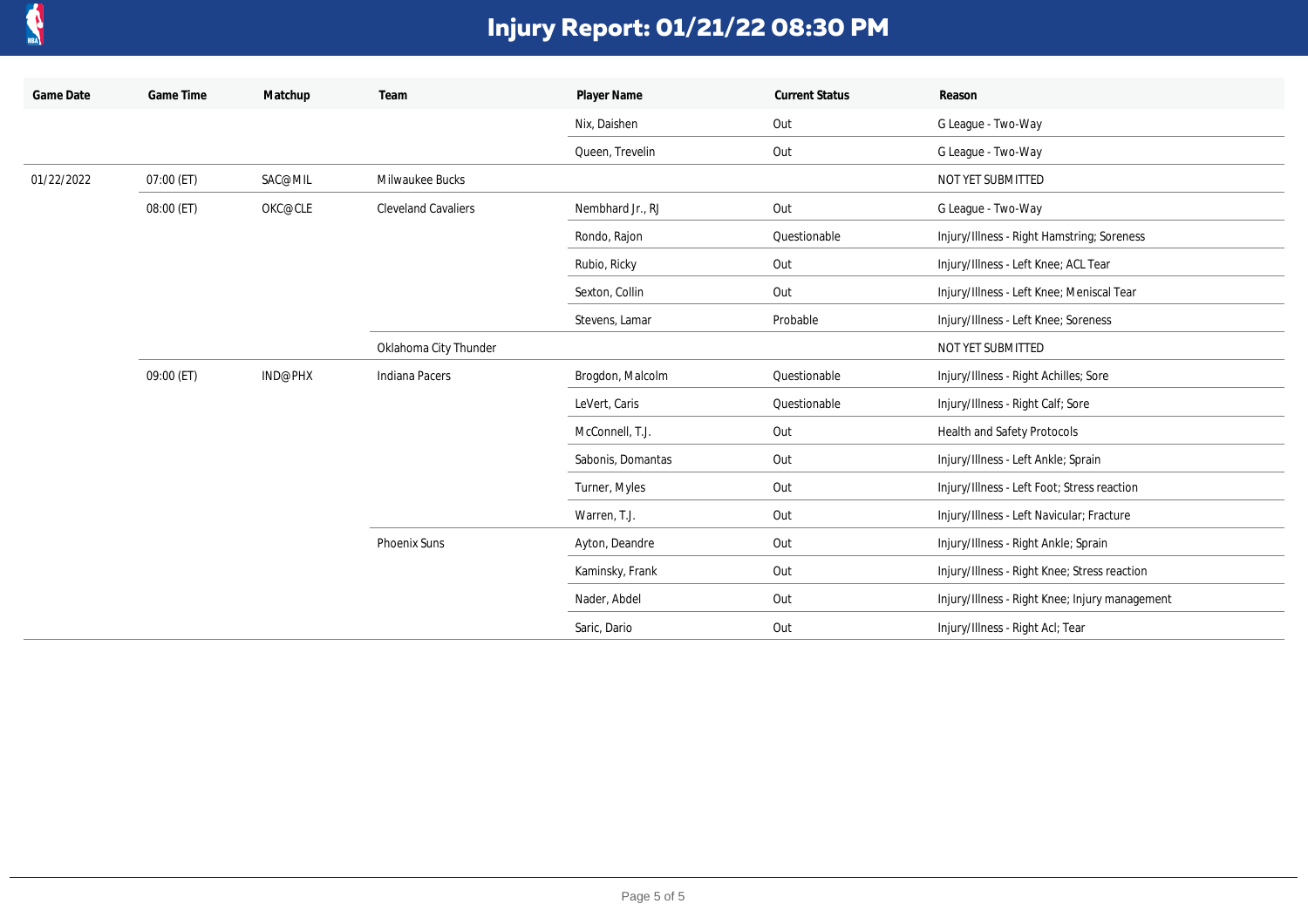# Injury Report: 01/21/22 08:30 PM

| Game Date | Game Time | Matchup | Team | Player Name | Current Status | Reason |
| --- | --- | --- | --- | --- | --- | --- |
| | | | | Nix, Daishen | Out | G League - Two-Way |
| | | | | Queen, Trevelin | Out | G League - Two-Way |
| 01/22/2022 | 07:00 (ET) | SAC@MIL | Milwaukee Bucks | | | NOT YET SUBMITTED |
| | 08:00 (ET) | OKC@CLE | Cleveland Cavaliers | Nembhard Jr., RJ | Out | G League - Two-Way |
| | | | | Rondo, Rajon | Questionable | Injury/Illness - Right Hamstring; Soreness |
| | | | | Rubio, Ricky | Out | Injury/Illness - Left Knee; ACL Tear |
| | | | | Sexton, Collin | Out | Injury/Illness - Left Knee; Meniscal Tear |
| | | | | Stevens, Lamar | Probable | Injury/Illness - Left Knee; Soreness |
| | | | Oklahoma City Thunder | | | NOT YET SUBMITTED |
| | 09:00 (ET) | IND@PHX | Indiana Pacers | Brogdon, Malcolm | Questionable | Injury/Illness - Right Achilles; Sore |
| | | | | LeVert, Caris | Questionable | Injury/Illness - Right Calf; Sore |
| | | | | McConnell, T.J. | Out | Health and Safety Protocols |
| | | | | Sabonis, Domantas | Out | Injury/Illness - Left Ankle; Sprain |
| | | | | Turner, Myles | Out | Injury/Illness - Left Foot; Stress reaction |
| | | | | Warren, T.J. | Out | Injury/Illness - Left Navicular; Fracture |
| | | | Phoenix Suns | Ayton, Deandre | Out | Injury/Illness - Right Ankle; Sprain |
| | | | | Kaminsky, Frank | Out | Injury/Illness - Right Knee; Stress reaction |
| | | | | Nader, Abdel | Out | Injury/Illness - Right Knee; Injury management |
| | | | | Saric, Dario | Out | Injury/Illness - Right Acl; Tear |